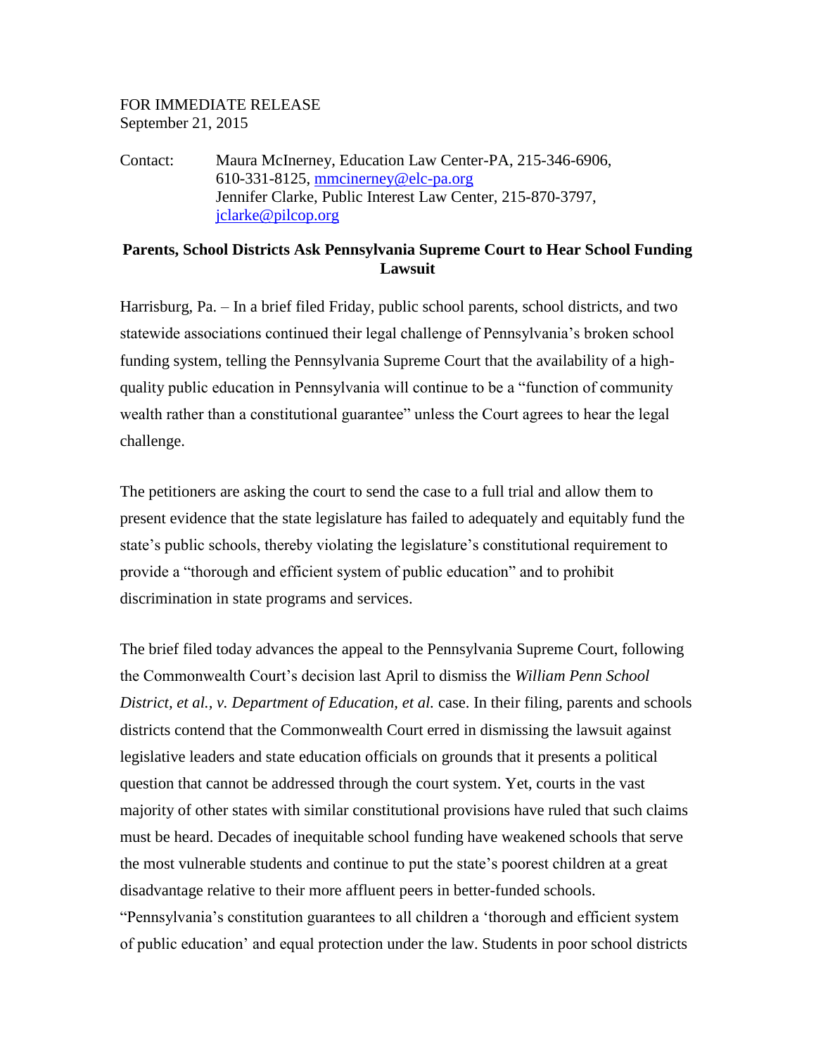FOR IMMEDIATE RELEASE
September 21, 2015

Contact: Maura McInerney, Education Law Center-PA, 215-346-6906, 610-331-8125, mmcinerney@elc-pa.org
Jennifer Clarke, Public Interest Law Center, 215-870-3797, jclarke@pilcop.org

**Parents, School Districts Ask Pennsylvania Supreme Court to Hear School Funding Lawsuit**

Harrisburg, Pa. – In a brief filed Friday, public school parents, school districts, and two statewide associations continued their legal challenge of Pennsylvania's broken school funding system, telling the Pennsylvania Supreme Court that the availability of a high-quality public education in Pennsylvania will continue to be a "function of community wealth rather than a constitutional guarantee" unless the Court agrees to hear the legal challenge.

The petitioners are asking the court to send the case to a full trial and allow them to present evidence that the state legislature has failed to adequately and equitably fund the state's public schools, thereby violating the legislature's constitutional requirement to provide a "thorough and efficient system of public education" and to prohibit discrimination in state programs and services.

The brief filed today advances the appeal to the Pennsylvania Supreme Court, following the Commonwealth Court's decision last April to dismiss the *William Penn School District, et al., v. Department of Education, et al.* case. In their filing, parents and schools districts contend that the Commonwealth Court erred in dismissing the lawsuit against legislative leaders and state education officials on grounds that it presents a political question that cannot be addressed through the court system. Yet, courts in the vast majority of other states with similar constitutional provisions have ruled that such claims must be heard. Decades of inequitable school funding have weakened schools that serve the most vulnerable students and continue to put the state's poorest children at a great disadvantage relative to their more affluent peers in better-funded schools.

"Pennsylvania's constitution guarantees to all children a 'thorough and efficient system of public education' and equal protection under the law. Students in poor school districts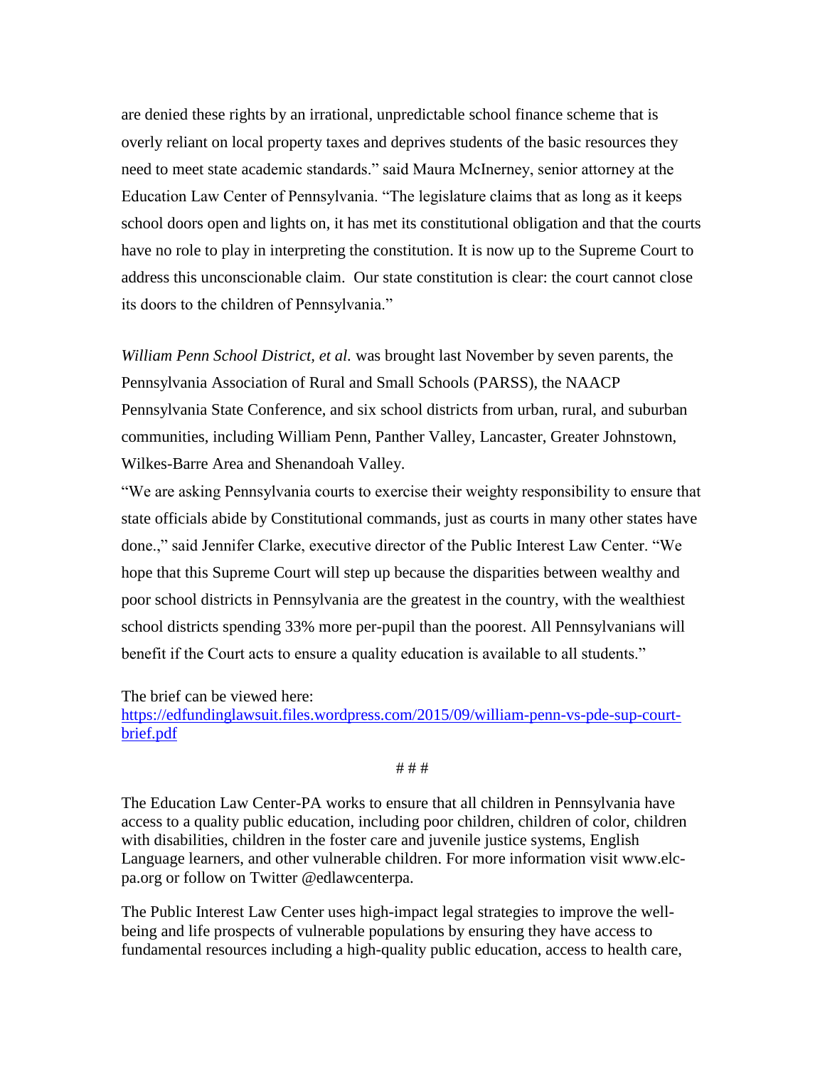are denied these rights by an irrational, unpredictable school finance scheme that is overly reliant on local property taxes and deprives students of the basic resources they need to meet state academic standards." said Maura McInerney, senior attorney at the Education Law Center of Pennsylvania. "The legislature claims that as long as it keeps school doors open and lights on, it has met its constitutional obligation and that the courts have no role to play in interpreting the constitution. It is now up to the Supreme Court to address this unconscionable claim. Our state constitution is clear: the court cannot close its doors to the children of Pennsylvania."

*William Penn School District, et al.* was brought last November by seven parents, the Pennsylvania Association of Rural and Small Schools (PARSS), the NAACP Pennsylvania State Conference, and six school districts from urban, rural, and suburban communities, including William Penn, Panther Valley, Lancaster, Greater Johnstown, Wilkes-Barre Area and Shenandoah Valley.

"We are asking Pennsylvania courts to exercise their weighty responsibility to ensure that state officials abide by Constitutional commands, just as courts in many other states have done.," said Jennifer Clarke, executive director of the Public Interest Law Center. "We hope that this Supreme Court will step up because the disparities between wealthy and poor school districts in Pennsylvania are the greatest in the country, with the wealthiest school districts spending 33% more per-pupil than the poorest. All Pennsylvanians will benefit if the Court acts to ensure a quality education is available to all students."

The brief can be viewed here:
[https://edfundinglawsuit.files.wordpress.com/2015/09/william-penn-vs-pde-sup-court-brief.pdf](https://edfundinglawsuit.files.wordpress.com/2015/09/william-penn-vs-pde-sup-court-brief.pdf)

# # #

The Education Law Center-PA works to ensure that all children in Pennsylvania have access to a quality public education, including poor children, children of color, children with disabilities, children in the foster care and juvenile justice systems, English Language learners, and other vulnerable children. For more information visit www.elc-pa.org or follow on Twitter @edlawcenterpa.

The Public Interest Law Center uses high-impact legal strategies to improve the well-being and life prospects of vulnerable populations by ensuring they have access to fundamental resources including a high-quality public education, access to health care,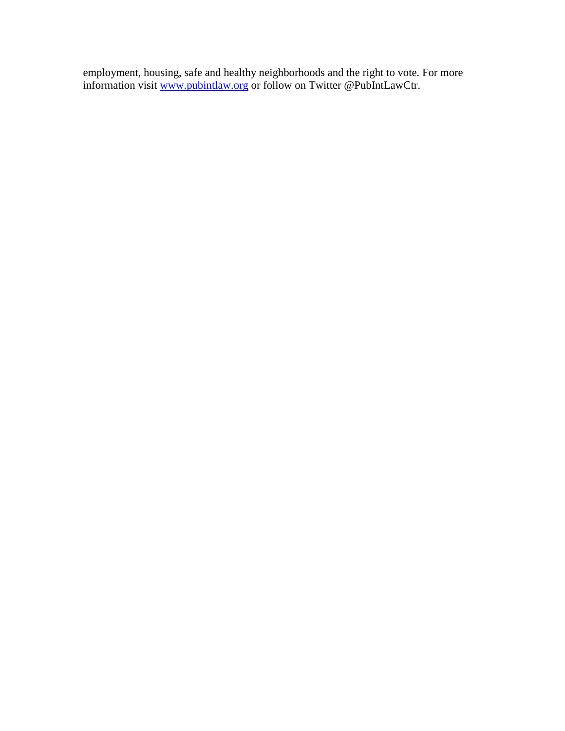employment, housing, safe and healthy neighborhoods and the right to vote. For more information visit [www.pubintlaw.org](http://www.pubintlaw.org) or follow on Twitter @PubIntLawCtr.